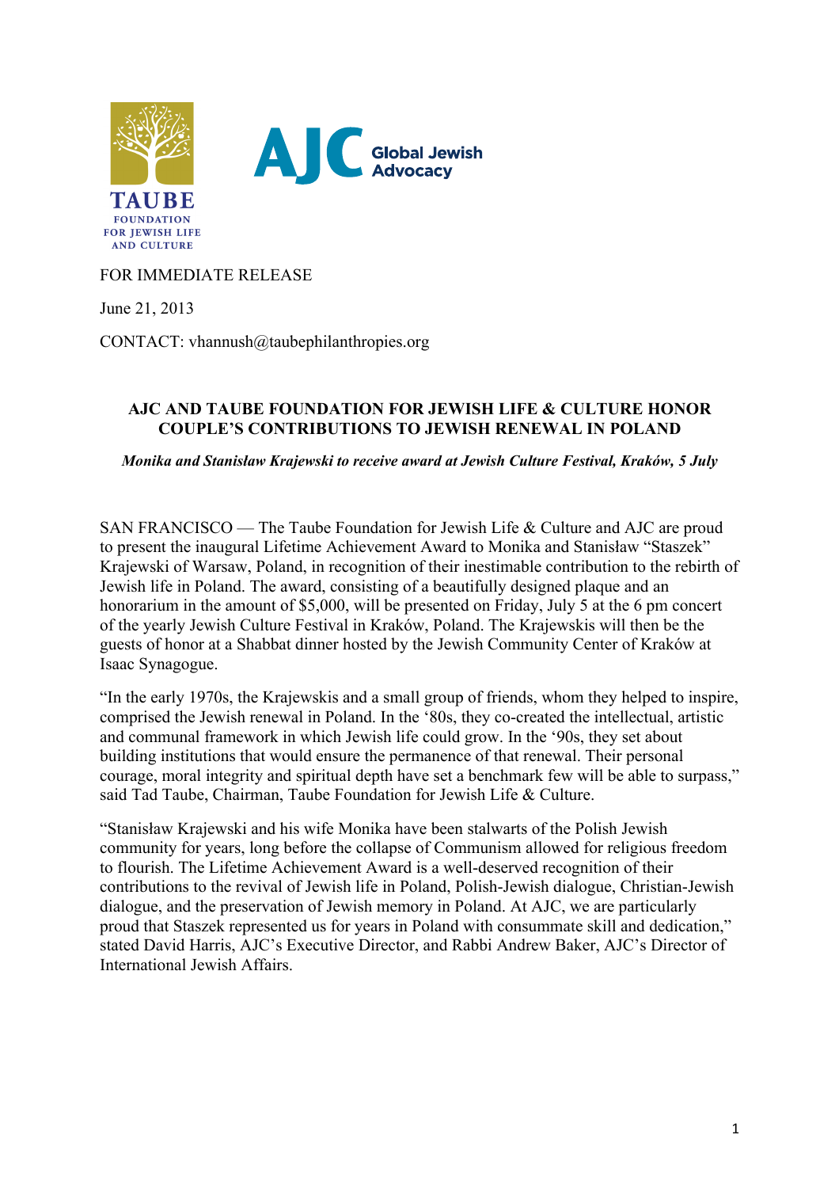TAUBE FOUNDATION FOR JEWISH LIFE AND CULTURE

AJC Global Jewish Advocacy

FOR IMMEDIATE RELEASE

June 21, 2013

CONTACT: vhannush@taubephilanthropies.org

## AJC AND TAUBE FOUNDATION FOR JEWISH LIFE & CULTURE HONOR COUPLE'S CONTRIBUTIONS TO JEWISH RENEWAL IN POLAND

***Monika and Stanisław Krajewski to receive award at Jewish Culture Festival, Kraków, 5 July***

SAN FRANCISCO — The Taube Foundation for Jewish Life & Culture and AJC are proud to present the inaugural Lifetime Achievement Award to Monika and Stanisław "Staszek" Krajewski of Warsaw, Poland, in recognition of their inestimable contribution to the rebirth of Jewish life in Poland. The award, consisting of a beautifully designed plaque and an honorarium in the amount of $5,000, will be presented on Friday, July 5 at the 6 pm concert of the yearly Jewish Culture Festival in Kraków, Poland. The Krajewskis will then be the guests of honor at a Shabbat dinner hosted by the Jewish Community Center of Kraków at Isaac Synagogue.

"In the early 1970s, the Krajewskis and a small group of friends, whom they helped to inspire, comprised the Jewish renewal in Poland. In the '80s, they co-created the intellectual, artistic and communal framework in which Jewish life could grow. In the '90s, they set about building institutions that would ensure the permanence of that renewal. Their personal courage, moral integrity and spiritual depth have set a benchmark few will be able to surpass," said Tad Taube, Chairman, Taube Foundation for Jewish Life & Culture.

"Stanisław Krajewski and his wife Monika have been stalwarts of the Polish Jewish community for years, long before the collapse of Communism allowed for religious freedom to flourish. The Lifetime Achievement Award is a well-deserved recognition of their contributions to the revival of Jewish life in Poland, Polish-Jewish dialogue, Christian-Jewish dialogue, and the preservation of Jewish memory in Poland. At AJC, we are particularly proud that Staszek represented us for years in Poland with consummate skill and dedication," stated David Harris, AJC's Executive Director, and Rabbi Andrew Baker, AJC's Director of International Jewish Affairs.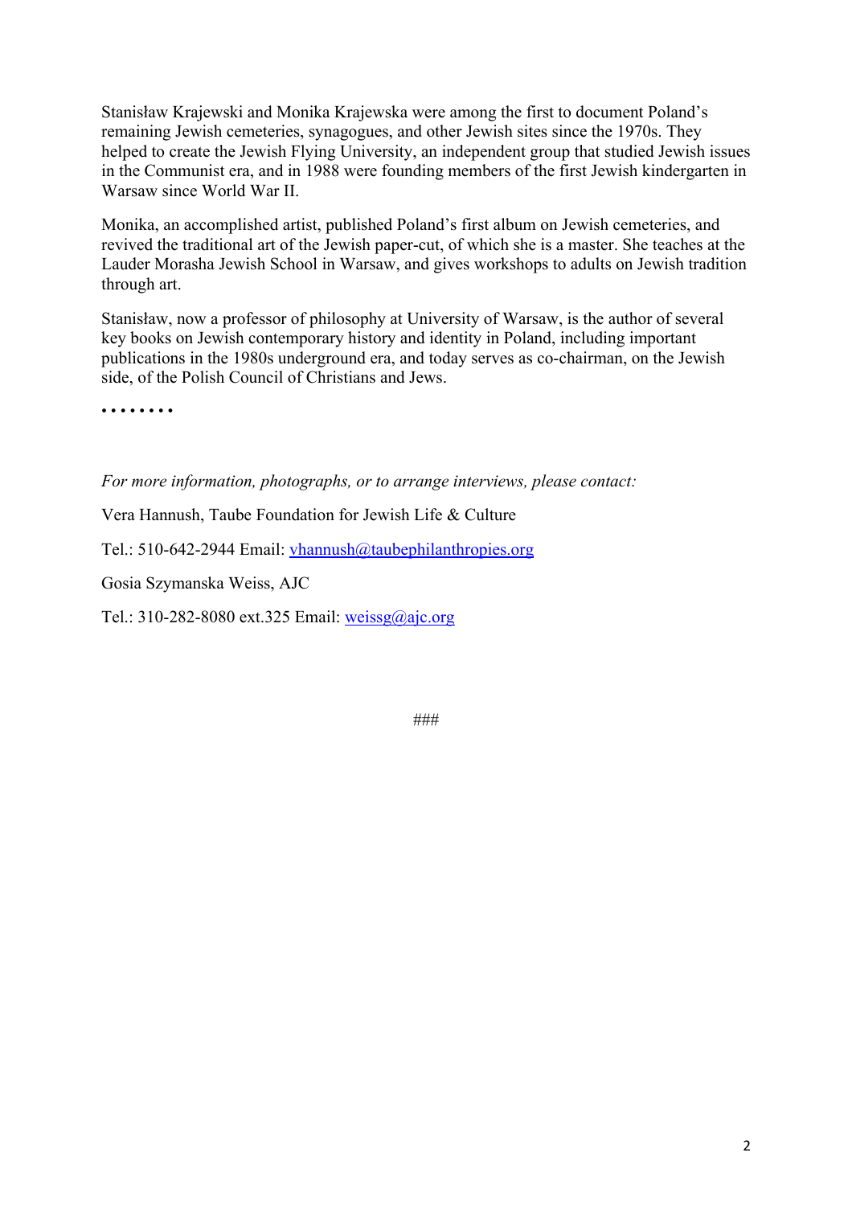Stanisław Krajewski and Monika Krajewska were among the first to document Poland's remaining Jewish cemeteries, synagogues, and other Jewish sites since the 1970s. They helped to create the Jewish Flying University, an independent group that studied Jewish issues in the Communist era, and in 1988 were founding members of the first Jewish kindergarten in Warsaw since World War II.

Monika, an accomplished artist, published Poland's first album on Jewish cemeteries, and revived the traditional art of the Jewish paper-cut, of which she is a master. She teaches at the Lauder Morasha Jewish School in Warsaw, and gives workshops to adults on Jewish tradition through art.

Stanisław, now a professor of philosophy at University of Warsaw, is the author of several key books on Jewish contemporary history and identity in Poland, including important publications in the 1980s underground era, and today serves as co-chairman, on the Jewish side, of the Polish Council of Christians and Jews.

• • • • • • • •

*For more information, photographs, or to arrange interviews, please contact:*

Vera Hannush, Taube Foundation for Jewish Life & Culture

Tel.: 510-642-2944 Email: vhannush@taubephilanthropies.org

Gosia Szymanska Weiss, AJC

Tel.: 310-282-8080 ext.325 Email: weissg@ajc.org

###